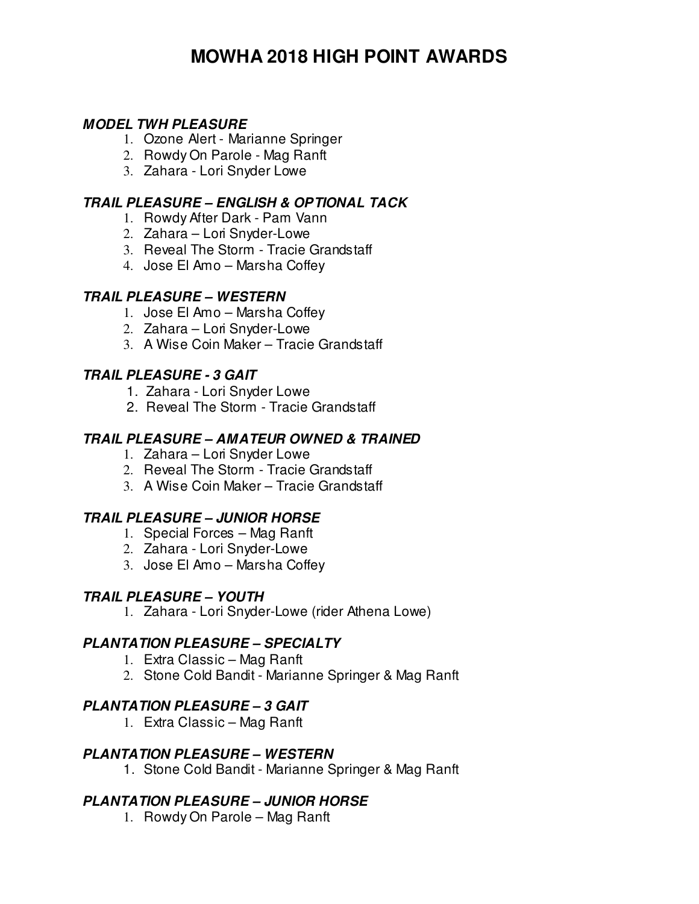# MOWHA 2018 HIGH POINT AWARDS

### *MODEL TWH PLEASURE*

1. Ozone Alert - Marianne Springer
2. Rowdy On Parole - Mag Ranft
3. Zahara - Lori Snyder Lowe

### *TRAIL PLEASURE – ENGLISH & OPTIONAL TACK*

1. Rowdy After Dark - Pam Vann
2. Zahara – Lori Snyder-Lowe
3. Reveal The Storm - Tracie Grandstaff
4. Jose El Amo – Marsha Coffey

### *TRAIL PLEASURE – WESTERN*

1. Jose El Amo – Marsha Coffey
2. Zahara – Lori Snyder-Lowe
3. A Wise Coin Maker – Tracie Grandstaff

### *TRAIL PLEASURE - 3 GAIT*

1. Zahara - Lori Snyder Lowe
2. Reveal The Storm - Tracie Grandstaff

### *TRAIL PLEASURE – AMATEUR OWNED & TRAINED*

1. Zahara – Lori Snyder Lowe
2. Reveal The Storm - Tracie Grandstaff
3. A Wise Coin Maker – Tracie Grandstaff

### *TRAIL PLEASURE – JUNIOR HORSE*

1. Special Forces – Mag Ranft
2. Zahara - Lori Snyder-Lowe
3. Jose El Amo – Marsha Coffey

### *TRAIL PLEASURE – YOUTH*

1. Zahara - Lori Snyder-Lowe (rider Athena Lowe)

### *PLANTATION PLEASURE – SPECIALTY*

1. Extra Classic – Mag Ranft
2. Stone Cold Bandit - Marianne Springer & Mag Ranft

### *PLANTATION PLEASURE – 3 GAIT*

1. Extra Classic – Mag Ranft

### *PLANTATION PLEASURE – WESTERN*

1. Stone Cold Bandit - Marianne Springer & Mag Ranft

### *PLANTATION PLEASURE – JUNIOR HORSE*

1. Rowdy On Parole – Mag Ranft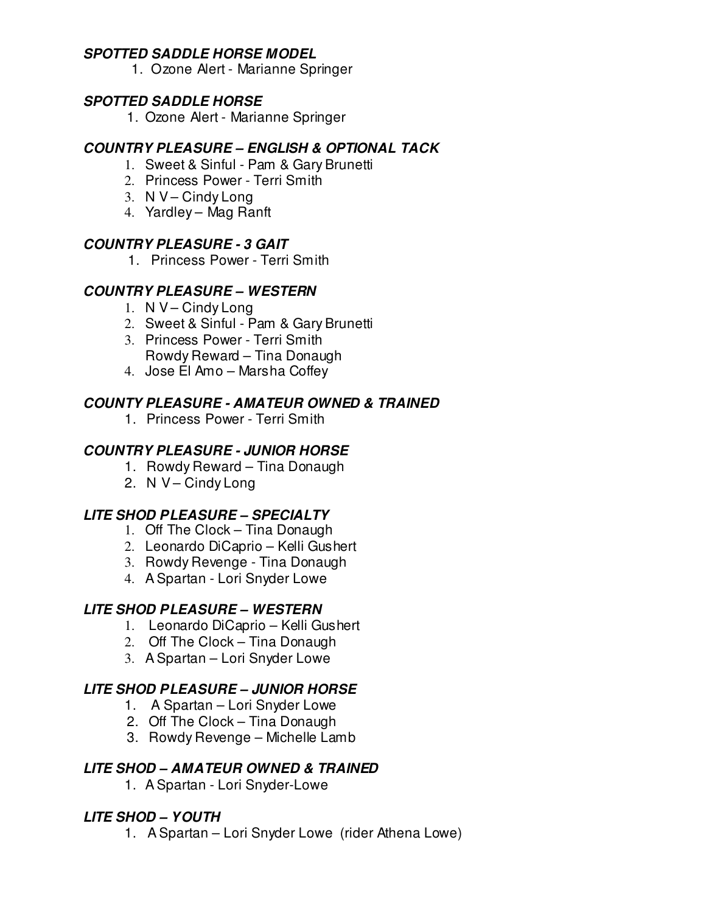### *SPOTTED SADDLE HORSE MODEL*

1. Ozone Alert - Marianne Springer

### *SPOTTED SADDLE HORSE*

1. Ozone Alert - Marianne Springer

### *COUNTRY PLEASURE – ENGLISH & OPTIONAL TACK*

1. Sweet & Sinful - Pam & Gary Brunetti
2. Princess Power - Terri Smith
3. N V – Cindy Long
4. Yardley – Mag Ranft

### *COUNTRY PLEASURE - 3 GAIT*

1. Princess Power - Terri Smith

### *COUNTRY PLEASURE – WESTERN*

1. N V – Cindy Long
2. Sweet & Sinful - Pam & Gary Brunetti
3. Princess Power - Terri Smith
   Rowdy Reward – Tina Donaugh
4. Jose El Amo – Marsha Coffey

### *COUNTY PLEASURE - AMATEUR OWNED & TRAINED*

1. Princess Power - Terri Smith

### *COUNTRY PLEASURE - JUNIOR HORSE*

1. Rowdy Reward – Tina Donaugh
2. N V – Cindy Long

### *LITE SHOD PLEASURE – SPECIALTY*

1. Off The Clock – Tina Donaugh
2. Leonardo DiCaprio – Kelli Gushert
3. Rowdy Revenge - Tina Donaugh
4. A Spartan - Lori Snyder Lowe

### *LITE SHOD PLEASURE – WESTERN*

1. Leonardo DiCaprio – Kelli Gushert
2. Off The Clock – Tina Donaugh
3. A Spartan – Lori Snyder Lowe

### *LITE SHOD PLEASURE – JUNIOR HORSE*

1. A Spartan – Lori Snyder Lowe
2. Off The Clock – Tina Donaugh
3. Rowdy Revenge – Michelle Lamb

### *LITE SHOD – AMATEUR OWNED & TRAINED*

1. A Spartan - Lori Snyder-Lowe

### *LITE SHOD – YOUTH*

1. A Spartan – Lori Snyder Lowe (rider Athena Lowe)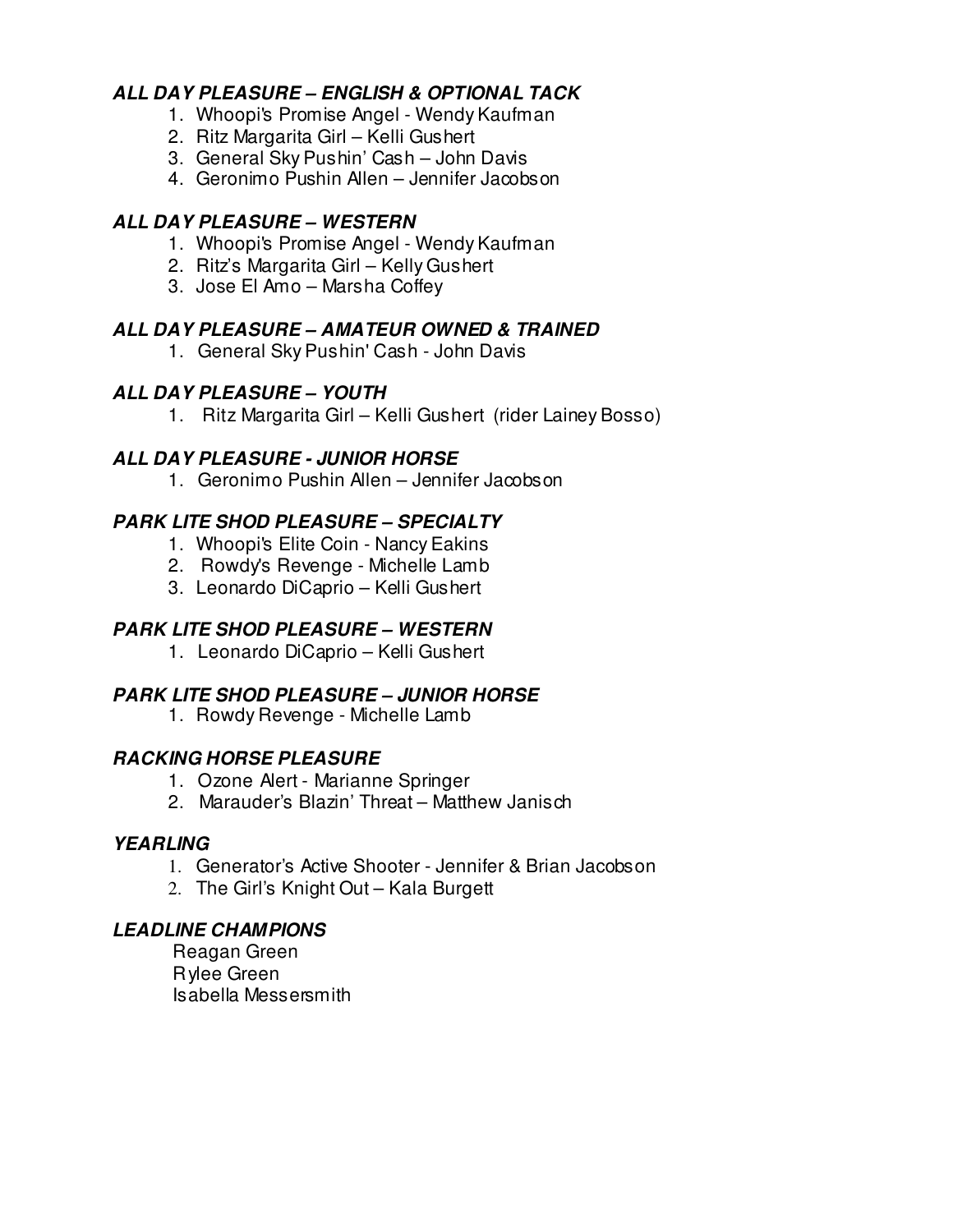### *ALL DAY PLEASURE – ENGLISH & OPTIONAL TACK*

1. Whoopi's Promise Angel - Wendy Kaufman
2. Ritz Margarita Girl – Kelli Gushert
3. General Sky Pushin' Cash – John Davis
4. Geronimo Pushin Allen – Jennifer Jacobson

### *ALL DAY PLEASURE – WESTERN*

1. Whoopi's Promise Angel - Wendy Kaufman
2. Ritz's Margarita Girl – Kelly Gushert
3. Jose El Amo – Marsha Coffey

### *ALL DAY PLEASURE – AMATEUR OWNED & TRAINED*

1. General Sky Pushin' Cash - John Davis

### *ALL DAY PLEASURE – YOUTH*

1. Ritz Margarita Girl – Kelli Gushert (rider Lainey Bosso)

### *ALL DAY PLEASURE - JUNIOR HORSE*

1. Geronimo Pushin Allen – Jennifer Jacobson

### *PARK LITE SHOD PLEASURE – SPECIALTY*

1. Whoopi's Elite Coin - Nancy Eakins
2. Rowdy's Revenge - Michelle Lamb
3. Leonardo DiCaprio – Kelli Gushert

### *PARK LITE SHOD PLEASURE – WESTERN*

1. Leonardo DiCaprio – Kelli Gushert

### *PARK LITE SHOD PLEASURE – JUNIOR HORSE*

1. Rowdy Revenge - Michelle Lamb

### *RACKING HORSE PLEASURE*

1. Ozone Alert - Marianne Springer
2. Marauder's Blazin' Threat – Matthew Janisch

### *YEARLING*

1. Generator's Active Shooter - Jennifer & Brian Jacobson
2. The Girl's Knight Out – Kala Burgett

### *LEADLINE CHAMPIONS*

Reagan Green
Rylee Green
Isabella Messersmith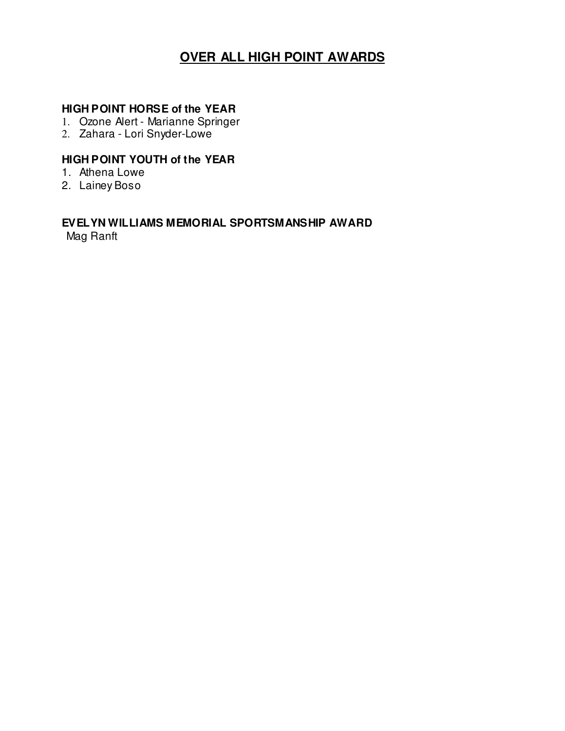# OVER ALL HIGH POINT AWARDS

**HIGH POINT HORSE of the YEAR**

1. Ozone Alert - Marianne Springer
2. Zahara - Lori Snyder-Lowe

**HIGH POINT YOUTH of the YEAR**

1. Athena Lowe
2. Lainey Boso

**EVELYN WILLIAMS MEMORIAL SPORTSMANSHIP AWARD**

Mag Ranft